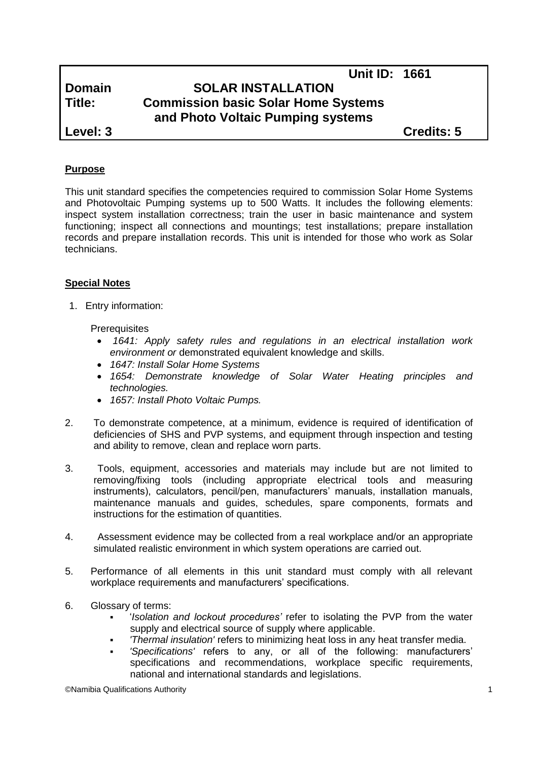| | | |
|---|---|---|
| | | **Unit ID: 1661** |
| **Domain** | **SOLAR INSTALLATION** | |
| **Title:** | **Commission basic Solar Home Systems and Photo Voltaic Pumping systems** | |
| **Level: 3** | | **Credits: 5** |

**Purpose**

This unit standard specifies the competencies required to commission Solar Home Systems and Photovoltaic Pumping systems up to 500 Watts. It includes the following elements: inspect system installation correctness; train the user in basic maintenance and system functioning; inspect all connections and mountings; test installations; prepare installation records and prepare installation records. This unit is intended for those who work as Solar technicians.

**Special Notes**

1. Entry information:

   Prerequisites

   - *1641: Apply safety rules and regulations in an electrical installation work environment or* demonstrated equivalent knowledge and skills.
   - *1647: Install Solar Home Systems*
   - *1654: Demonstrate knowledge of Solar Water Heating principles and technologies.*
   - *1657: Install Photo Voltaic Pumps.*

2. To demonstrate competence, at a minimum, evidence is required of identification of deficiencies of SHS and PVP systems, and equipment through inspection and testing and ability to remove, clean and replace worn parts.

3. Tools, equipment, accessories and materials may include but are not limited to removing/fixing tools (including appropriate electrical tools and measuring instruments), calculators, pencil/pen, manufacturers' manuals, installation manuals, maintenance manuals and guides, schedules, spare components, formats and instructions for the estimation of quantities.

4. Assessment evidence may be collected from a real workplace and/or an appropriate simulated realistic environment in which system operations are carried out.

5. Performance of all elements in this unit standard must comply with all relevant workplace requirements and manufacturers' specifications.

6. Glossary of terms:
   - '*Isolation and lockout procedures'* refer to isolating the PVP from the water supply and electrical source of supply where applicable.
   - *'Thermal insulation'* refers to minimizing heat loss in any heat transfer media.
   - *'Specifications'* refers to any, or all of the following: manufacturers' specifications and recommendations, workplace specific requirements, national and international standards and legislations.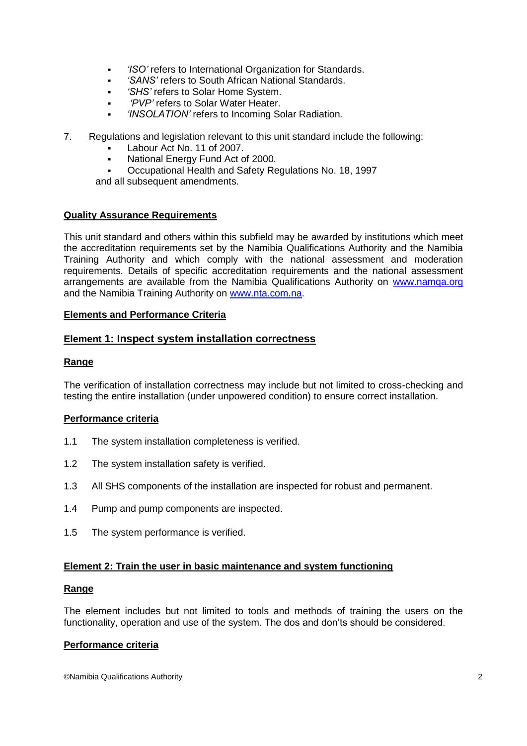- *'ISO'* refers to International Organization for Standards.
- *'SANS'* refers to South African National Standards.
- *'SHS'* refers to Solar Home System.
- *'PVP'* refers to Solar Water Heater.
- *'INSOLATION'* refers to Incoming Solar Radiation.

7. Regulations and legislation relevant to this unit standard include the following:
   - Labour Act No. 11 of 2007.
   - National Energy Fund Act of 2000.
   - Occupational Health and Safety Regulations No. 18, 1997

   and all subsequent amendments.

**Quality Assurance Requirements**

This unit standard and others within this subfield may be awarded by institutions which meet the accreditation requirements set by the Namibia Qualifications Authority and the Namibia Training Authority and which comply with the national assessment and moderation requirements. Details of specific accreditation requirements and the national assessment arrangements are available from the Namibia Qualifications Authority on www.namqa.org and the Namibia Training Authority on www.nta.com.na.

**Elements and Performance Criteria**

## Element 1: Inspect system installation correctness

**Range**

The verification of installation correctness may include but not limited to cross-checking and testing the entire installation (under unpowered condition) to ensure correct installation.

**Performance criteria**

1.1 The system installation completeness is verified.

1.2 The system installation safety is verified.

1.3 All SHS components of the installation are inspected for robust and permanent.

1.4 Pump and pump components are inspected.

1.5 The system performance is verified.

## Element 2: Train the user in basic maintenance and system functioning

**Range**

The element includes but not limited to tools and methods of training the users on the functionality, operation and use of the system. The dos and don'ts should be considered.

**Performance criteria**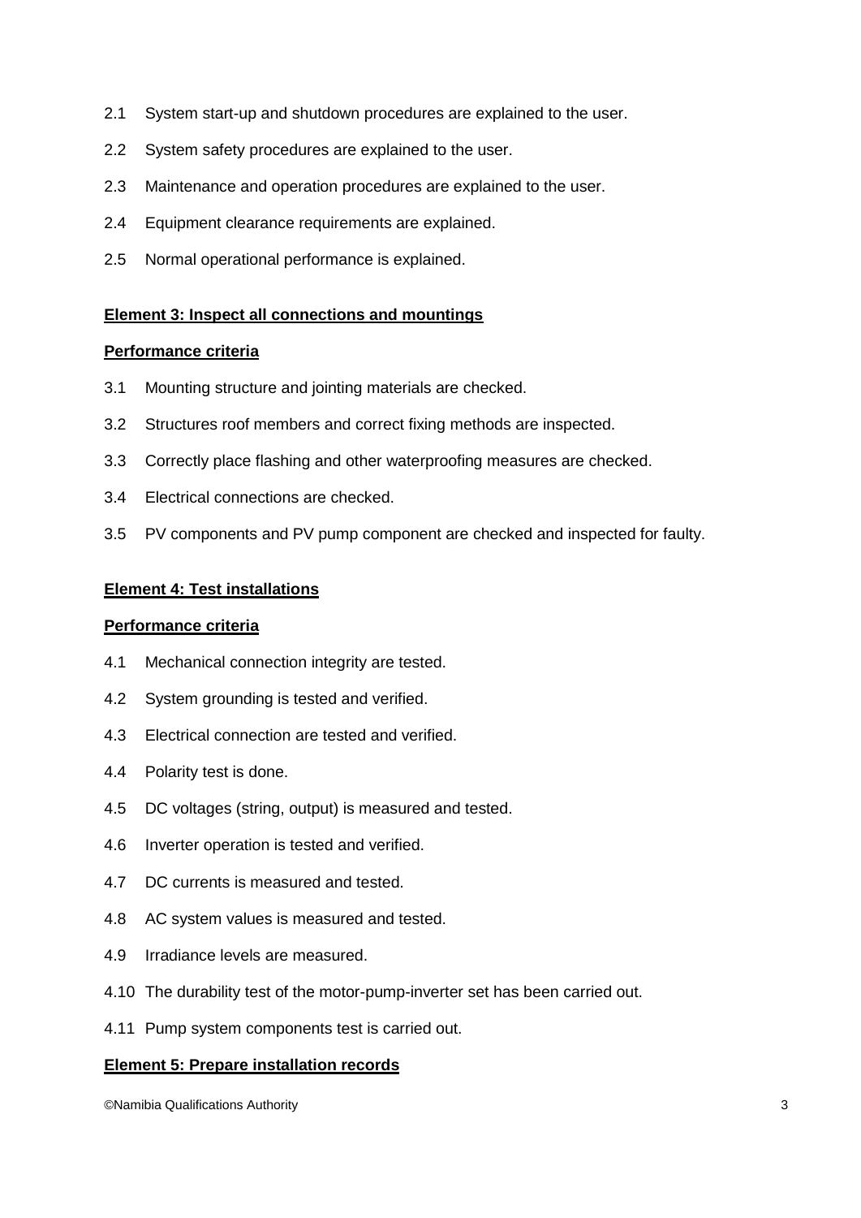2.1 System start-up and shutdown procedures are explained to the user.

2.2 System safety procedures are explained to the user.

2.3 Maintenance and operation procedures are explained to the user.

2.4 Equipment clearance requirements are explained.

2.5 Normal operational performance is explained.

**Element 3: Inspect all connections and mountings**

**Performance criteria**

3.1 Mounting structure and jointing materials are checked.

3.2 Structures roof members and correct fixing methods are inspected.

3.3 Correctly place flashing and other waterproofing measures are checked.

3.4 Electrical connections are checked.

3.5 PV components and PV pump component are checked and inspected for faulty.

**Element 4: Test installations**

**Performance criteria**

4.1 Mechanical connection integrity are tested.

4.2 System grounding is tested and verified.

4.3 Electrical connection are tested and verified.

4.4 Polarity test is done.

4.5 DC voltages (string, output) is measured and tested.

4.6 Inverter operation is tested and verified.

4.7 DC currents is measured and tested.

4.8 AC system values is measured and tested.

4.9 Irradiance levels are measured.

4.10 The durability test of the motor-pump-inverter set has been carried out.

4.11 Pump system components test is carried out.

**Element 5: Prepare installation records**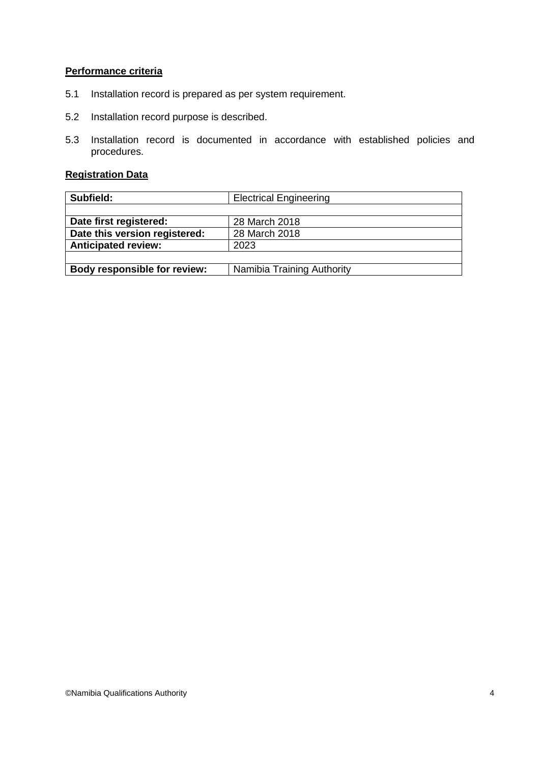**Performance criteria**

5.1 Installation record is prepared as per system requirement.

5.2 Installation record purpose is described.

5.3 Installation record is documented in accordance with established policies and procedures.

**Registration Data**

| | |
|---|---|
| **Subfield:** | Electrical Engineering |
| | |
| **Date first registered:** | 28 March 2018 |
| **Date this version registered:** | 28 March 2018 |
| **Anticipated review:** | 2023 |
| | |
| **Body responsible for review:** | Namibia Training Authority |